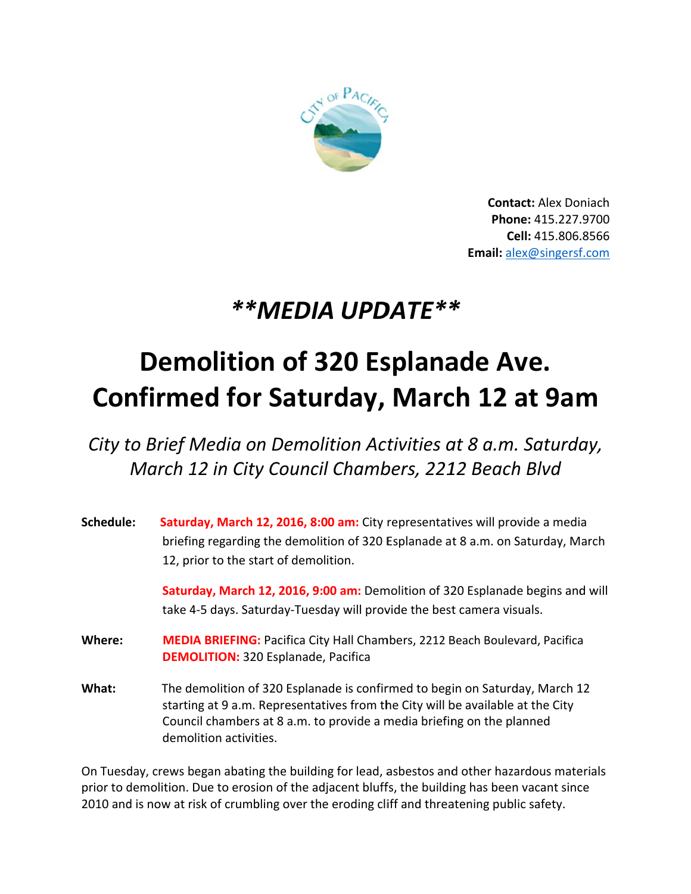**Contact:** Alex Doniach
**Phone:** 415.227.9700
**Cell:** 415.806.8566
**Email:** alex@singersf.com

# ***\*\*MEDIA UPDATE\*\****

# Demolition of 320 Esplanade Ave. Confirmed for Saturday, March 12 at 9am

*City to Brief Media on Demolition Activities at 8 a.m. Saturday, March 12 in City Council Chambers, 2212 Beach Blvd*

**Schedule:** **Saturday, March 12, 2016, 8:00 am:** City representatives will provide a media briefing regarding the demolition of 320 Esplanade at 8 a.m. on Saturday, March 12, prior to the start of demolition.

**Saturday, March 12, 2016, 9:00 am:** Demolition of 320 Esplanade begins and will take 4-5 days. Saturday-Tuesday will provide the best camera visuals.

**Where:** **MEDIA BRIEFING:** Pacifica City Hall Chambers, 2212 Beach Boulevard, Pacifica
**DEMOLITION:** 320 Esplanade, Pacifica

**What:** The demolition of 320 Esplanade is confirmed to begin on Saturday, March 12 starting at 9 a.m. Representatives from the City will be available at the City Council chambers at 8 a.m. to provide a media briefing on the planned demolition activities.

On Tuesday, crews began abating the building for lead, asbestos and other hazardous materials prior to demolition. Due to erosion of the adjacent bluffs, the building has been vacant since 2010 and is now at risk of crumbling over the eroding cliff and threatening public safety.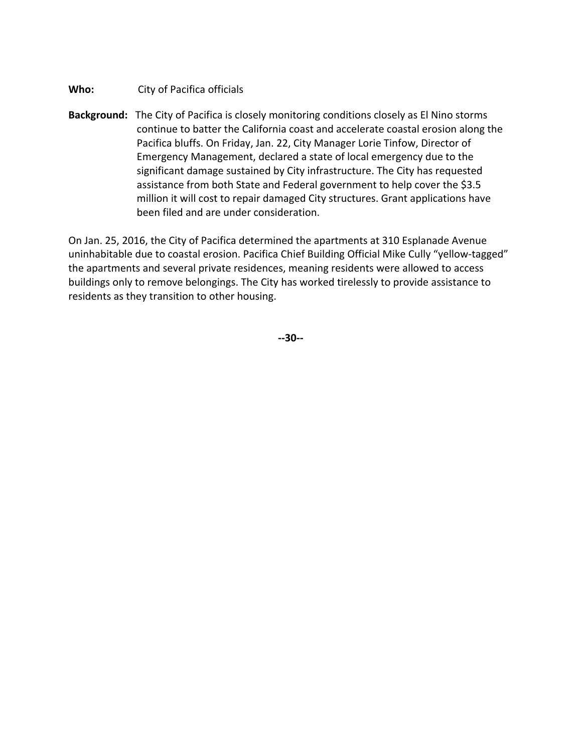**Who:** City of Pacifica officials

**Background:** The City of Pacifica is closely monitoring conditions closely as El Nino storms continue to batter the California coast and accelerate coastal erosion along the Pacifica bluffs. On Friday, Jan. 22, City Manager Lorie Tinfow, Director of Emergency Management, declared a state of local emergency due to the significant damage sustained by City infrastructure. The City has requested assistance from both State and Federal government to help cover the $3.5 million it will cost to repair damaged City structures. Grant applications have been filed and are under consideration.

On Jan. 25, 2016, the City of Pacifica determined the apartments at 310 Esplanade Avenue uninhabitable due to coastal erosion. Pacifica Chief Building Official Mike Cully "yellow-tagged" the apartments and several private residences, meaning residents were allowed to access buildings only to remove belongings. The City has worked tirelessly to provide assistance to residents as they transition to other housing.

**--30--**